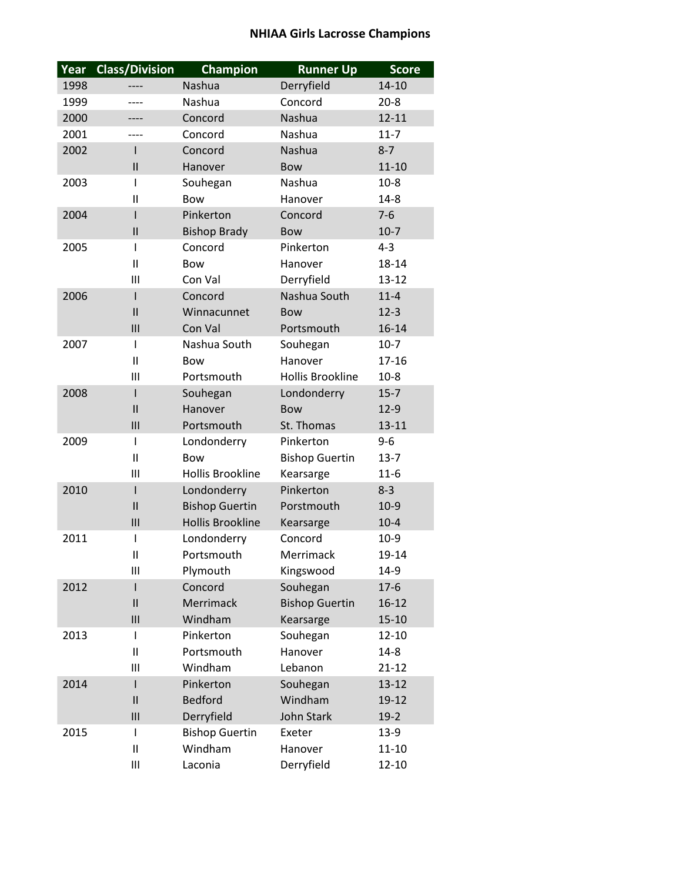# NHIAA Girls Lacrosse Champions

| Year | Class/Division | Champion | Runner Up | Score |
|---|---|---|---|---|
| 1998 | ---- | Nashua | Derryfield | 14-10 |
| 1999 | ---- | Nashua | Concord | 20-8 |
| 2000 | ---- | Concord | Nashua | 12-11 |
| 2001 | ---- | Concord | Nashua | 11-7 |
| 2002 | I | Concord | Nashua | 8-7 |
| | II | Hanover | Bow | 11-10 |
| 2003 | I | Souhegan | Nashua | 10-8 |
| | II | Bow | Hanover | 14-8 |
| 2004 | I | Pinkerton | Concord | 7-6 |
| | II | Bishop Brady | Bow | 10-7 |
| 2005 | I | Concord | Pinkerton | 4-3 |
| | II | Bow | Hanover | 18-14 |
| | III | Con Val | Derryfield | 13-12 |
| 2006 | I | Concord | Nashua South | 11-4 |
| | II | Winnacunnet | Bow | 12-3 |
| | III | Con Val | Portsmouth | 16-14 |
| 2007 | I | Nashua South | Souhegan | 10-7 |
| | II | Bow | Hanover | 17-16 |
| | III | Portsmouth | Hollis Brookline | 10-8 |
| 2008 | I | Souhegan | Londonderry | 15-7 |
| | II | Hanover | Bow | 12-9 |
| | III | Portsmouth | St. Thomas | 13-11 |
| 2009 | I | Londonderry | Pinkerton | 9-6 |
| | II | Bow | Bishop Guertin | 13-7 |
| | III | Hollis Brookline | Kearsarge | 11-6 |
| 2010 | I | Londonderry | Pinkerton | 8-3 |
| | II | Bishop Guertin | Porstmouth | 10-9 |
| | III | Hollis Brookline | Kearsarge | 10-4 |
| 2011 | I | Londonderry | Concord | 10-9 |
| | II | Portsmouth | Merrimack | 19-14 |
| | III | Plymouth | Kingswood | 14-9 |
| 2012 | I | Concord | Souhegan | 17-6 |
| | II | Merrimack | Bishop Guertin | 16-12 |
| | III | Windham | Kearsarge | 15-10 |
| 2013 | I | Pinkerton | Souhegan | 12-10 |
| | II | Portsmouth | Hanover | 14-8 |
| | III | Windham | Lebanon | 21-12 |
| 2014 | I | Pinkerton | Souhegan | 13-12 |
| | II | Bedford | Windham | 19-12 |
| | III | Derryfield | John Stark | 19-2 |
| 2015 | I | Bishop Guertin | Exeter | 13-9 |
| | II | Windham | Hanover | 11-10 |
| | III | Laconia | Derryfield | 12-10 |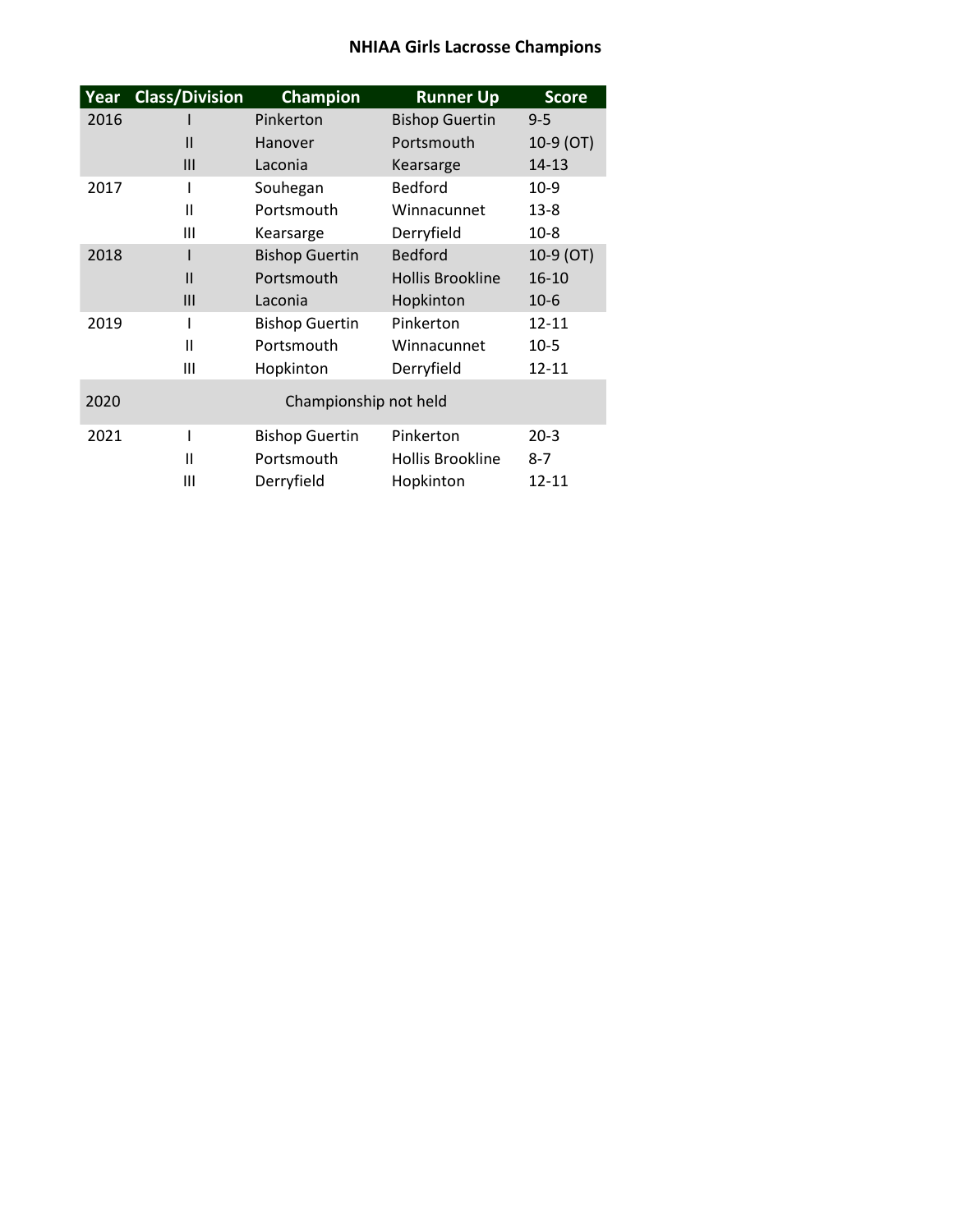**NHIAA Girls Lacrosse Champions**

| Year | Class/Division | Champion | Runner Up | Score |
|---|---|---|---|---|
| 2016 | I | Pinkerton | Bishop Guertin | 9-5 |
| | II | Hanover | Portsmouth | 10-9 (OT) |
| | III | Laconia | Kearsarge | 14-13 |
| 2017 | I | Souhegan | Bedford | 10-9 |
| | II | Portsmouth | Winnacunnet | 13-8 |
| | III | Kearsarge | Derryfield | 10-8 |
| 2018 | I | Bishop Guertin | Bedford | 10-9 (OT) |
| | II | Portsmouth | Hollis Brookline | 16-10 |
| | III | Laconia | Hopkinton | 10-6 |
| 2019 | I | Bishop Guertin | Pinkerton | 12-11 |
| | II | Portsmouth | Winnacunnet | 10-5 |
| | III | Hopkinton | Derryfield | 12-11 |
| 2020 | Championship not held | | | |
| 2021 | I | Bishop Guertin | Pinkerton | 20-3 |
| | II | Portsmouth | Hollis Brookline | 8-7 |
| | III | Derryfield | Hopkinton | 12-11 |